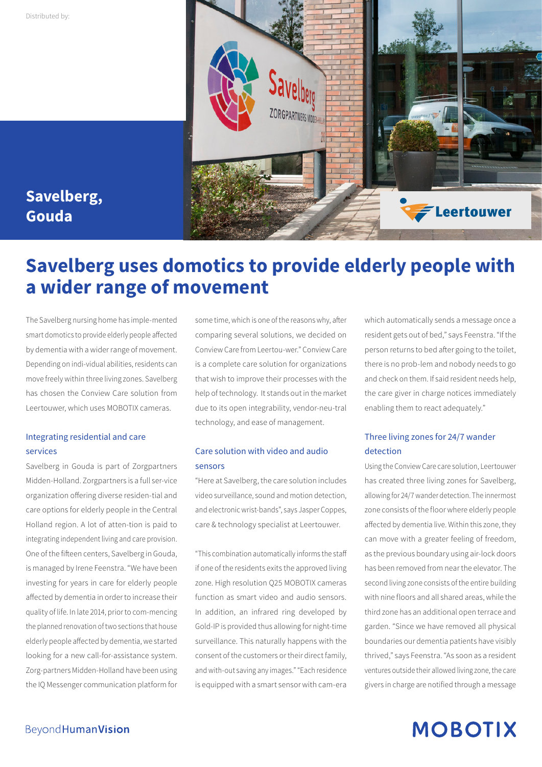Distributed by:

**Savelberg, Gouda**

# Savelberg uses domotics to provide elderly people with a wider range of movement

The Savelberg nursing home has imple-mented smart domotics to provide elderly people affected by dementia with a wider range of movement. Depending on indi-vidual abilities, residents can move freely within three living zones. Savelberg has chosen the Conview Care solution from Leertouwer, which uses MOBOTIX cameras.

## Integrating residential and care services

Savelberg in Gouda is part of Zorgpartners Midden-Holland. Zorgpartners is a full ser-vice organization offering diverse residen-tial and care options for elderly people in the Central Holland region. A lot of atten-tion is paid to integrating independent living and care provision. One of the fifteen centers, Savelberg in Gouda, is managed by Irene Feenstra. "We have been investing for years in care for elderly people affected by dementia in order to increase their quality of life. In late 2014, prior to com-mencing the planned renovation of two sections that house elderly people affected by dementia, we started looking for a new call-for-assistance system. Zorg-partners Midden-Holland have been using the IQ Messenger communication platform for some time, which is one of the reasons why, after comparing several solutions, we decided on Conview Care from Leertou-wer." Conview Care is a complete care solution for organizations that wish to improve their processes with the help of technology. It stands out in the market due to its open integrability, vendor-neu-tral technology, and ease of management.

## Care solution with video and audio sensors

"Here at Savelberg, the care solution includes video surveillance, sound and motion detection, and electronic wrist-bands", says Jasper Coppes, care & technology specialist at Leertouwer.

"This combination automatically informs the staff if one of the residents exits the approved living zone. High resolution Q25 MOBOTIX cameras function as smart video and audio sensors. In addition, an infrared ring developed by Gold-IP is provided thus allowing for night-time surveillance. This naturally happens with the consent of the customers or their direct family, and with-out saving any images." "Each residence is equipped with a smart sensor with cam-era which automatically sends a message once a resident gets out of bed," says Feenstra. "If the person returns to bed after going to the toilet, there is no prob-lem and nobody needs to go and check on them. If said resident needs help, the care giver in charge notices immediately enabling them to react adequately."

## Three living zones for 24/7 wander detection

Using the Conview Care care solution, Leertouwer has created three living zones for Savelberg, allowing for 24/7 wander detection. The innermost zone consists of the floor where elderly people affected by dementia live. Within this zone, they can move with a greater feeling of freedom, as the previous boundary using air-lock doors has been removed from near the elevator. The second living zone consists of the entire building with nine floors and all shared areas, while the third zone has an additional open terrace and garden. "Since we have removed all physical boundaries our dementia patients have visibly thrived," says Feenstra. "As soon as a resident ventures outside their allowed living zone, the care givers in charge are notified through a message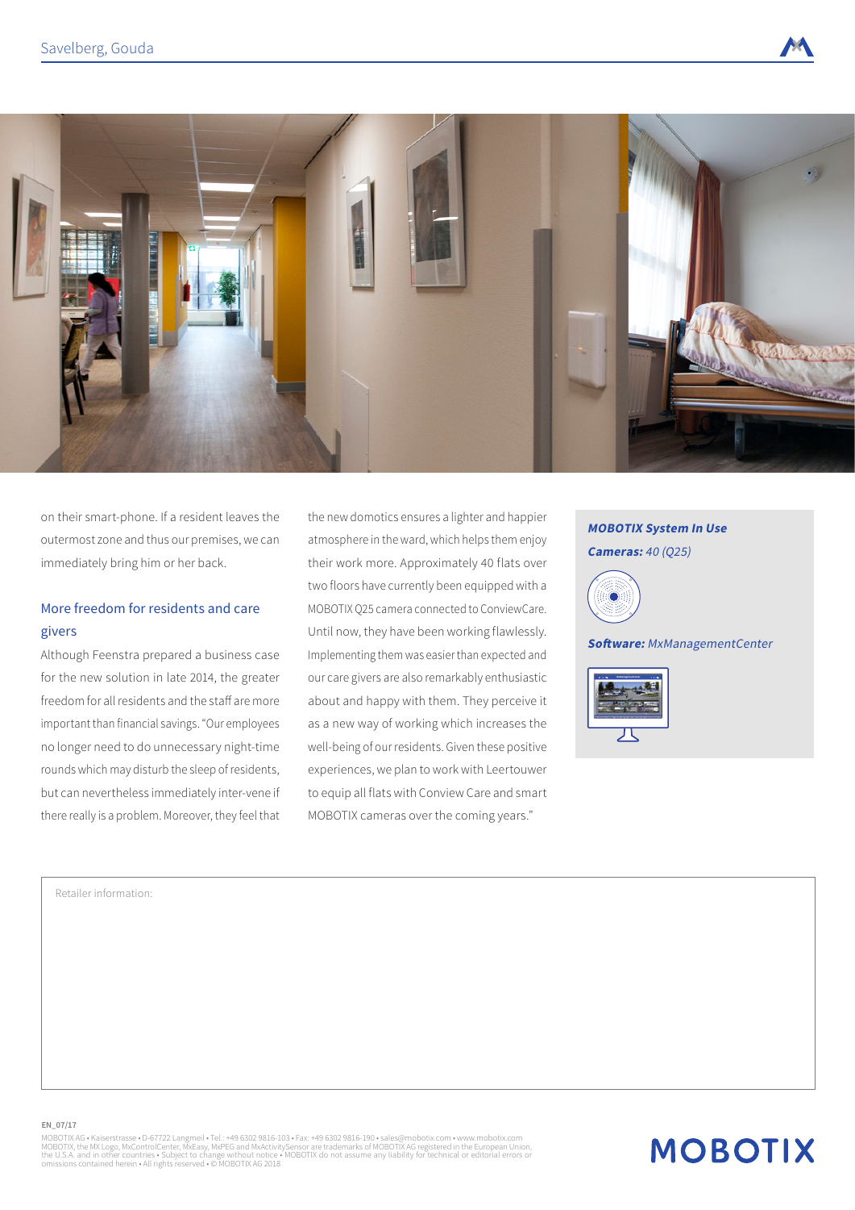on their smart-phone. If a resident leaves the outermost zone and thus our premises, we can immediately bring him or her back.

## More freedom for residents and care givers

Although Feenstra prepared a business case for the new solution in late 2014, the greater freedom for all residents and the staff are more important than financial savings. "Our employees no longer need to do unnecessary night-time rounds which may disturb the sleep of residents, but can nevertheless immediately inter-vene if there really is a problem. Moreover, they feel that the new domotics ensures a lighter and happier atmosphere in the ward, which helps them enjoy their work more. Approximately 40 flats over two floors have currently been equipped with a MOBOTIX Q25 camera connected to ConviewCare. Until now, they have been working flawlessly. Implementing them was easier than expected and our care givers are also remarkably enthusiastic about and happy with them. They perceive it as a new way of working which increases the well-being of our residents. Given these positive experiences, we plan to work with Leertouwer to equip all flats with Conview Care and smart MOBOTIX cameras over the coming years."

***MOBOTIX System In Use***

***Cameras:*** *40 (Q25)*

***Software:*** *MxManagementCenter*

Retailer information:

EN_07/17

MOBOTIX AG • Kaiserstrasse • D-67722 Langmeil • Tel.: +49 6302 9816-103 • Fax: +49 6302 9816-190 • sales@mobotix.com • www.mobotix.com
MOBOTIX, the MX Logo, MxControlCenter, MxEasy, MxPEG and MxActivitySensor are trademarks of MOBOTIX AG registered in the European Union, the U.S.A. and in other countries • Subject to change without notice • MOBOTIX do not assume any liability for technical or editorial errors or omissions contained herein • All rights reserved • © MOBOTIX AG 2018

MOBOTIX